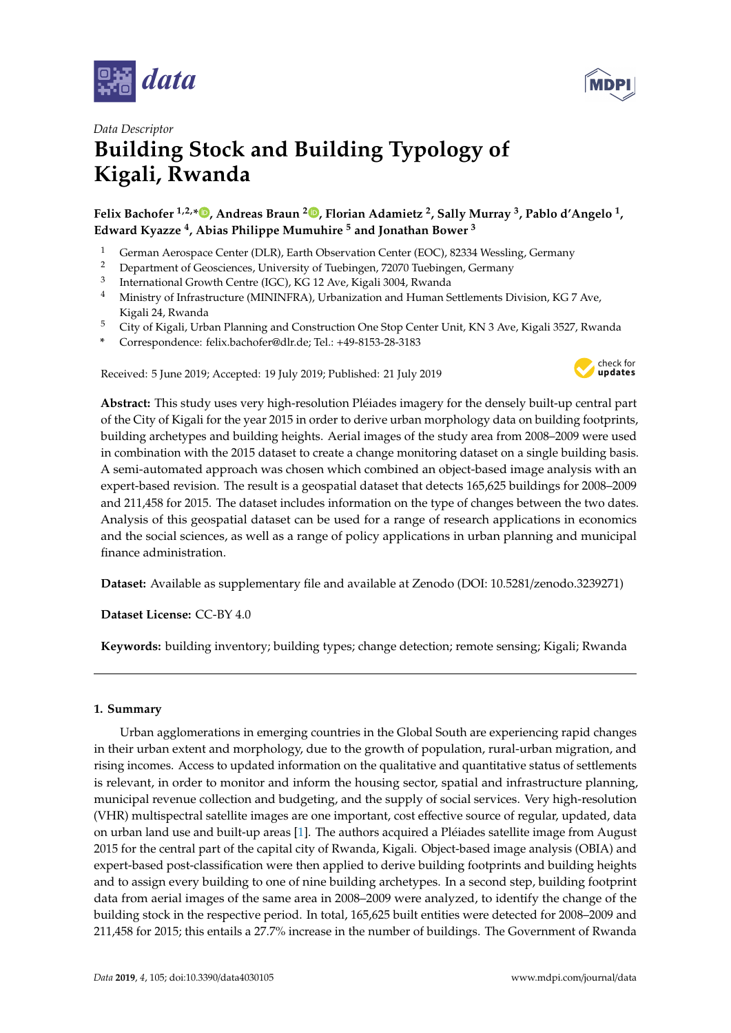*Data Descriptor*

# Building Stock and Building Typology of Kigali, Rwanda

**Felix Bachofer [1,2,*], Andreas Braun [2], Florian Adamietz [2], Sally Murray [3], Pablo d'Angelo [1], Edward Kyazze [4], Abias Philippe Mumuhire [5] and Jonathan Bower [3]**

1. German Aerospace Center (DLR), Earth Observation Center (EOC), 82334 Wessling, Germany
2. Department of Geosciences, University of Tuebingen, 72070 Tuebingen, Germany
3. International Growth Centre (IGC), KG 12 Ave, Kigali 3004, Rwanda
4. Ministry of Infrastructure (MININFRA), Urbanization and Human Settlements Division, KG 7 Ave, Kigali 24, Rwanda
5. City of Kigali, Urban Planning and Construction One Stop Center Unit, KN 3 Ave, Kigali 3527, Rwanda

\* Correspondence: felix.bachofer@dlr.de; Tel.: +49-8153-28-3183

Received: 5 June 2019; Accepted: 19 July 2019; Published: 21 July 2019

**Abstract:** This study uses very high-resolution Pléiades imagery for the densely built-up central part of the City of Kigali for the year 2015 in order to derive urban morphology data on building footprints, building archetypes and building heights. Aerial images of the study area from 2008–2009 were used in combination with the 2015 dataset to create a change monitoring dataset on a single building basis. A semi-automated approach was chosen which combined an object-based image analysis with an expert-based revision. The result is a geospatial dataset that detects 165,625 buildings for 2008–2009 and 211,458 for 2015. The dataset includes information on the type of changes between the two dates. Analysis of this geospatial dataset can be used for a range of research applications in economics and the social sciences, as well as a range of policy applications in urban planning and municipal finance administration.

**Dataset:** Available as supplementary file and available at Zenodo (DOI: 10.5281/zenodo.3239271)

**Dataset License:** CC-BY 4.0

**Keywords:** building inventory; building types; change detection; remote sensing; Kigali; Rwanda

## 1. Summary

Urban agglomerations in emerging countries in the Global South are experiencing rapid changes in their urban extent and morphology, due to the growth of population, rural-urban migration, and rising incomes. Access to updated information on the qualitative and quantitative status of settlements is relevant, in order to monitor and inform the housing sector, spatial and infrastructure planning, municipal revenue collection and budgeting, and the supply of social services. Very high-resolution (VHR) multispectral satellite images are one important, cost effective source of regular, updated, data on urban land use and built-up areas [1]. The authors acquired a Pléiades satellite image from August 2015 for the central part of the capital city of Rwanda, Kigali. Object-based image analysis (OBIA) and expert-based post-classification were then applied to derive building footprints and building heights and to assign every building to one of nine building archetypes. In a second step, building footprint data from aerial images of the same area in 2008–2009 were analyzed, to identify the change of the building stock in the respective period. In total, 165,625 built entities were detected for 2008–2009 and 211,458 for 2015; this entails a 27.7% increase in the number of buildings. The Government of Rwanda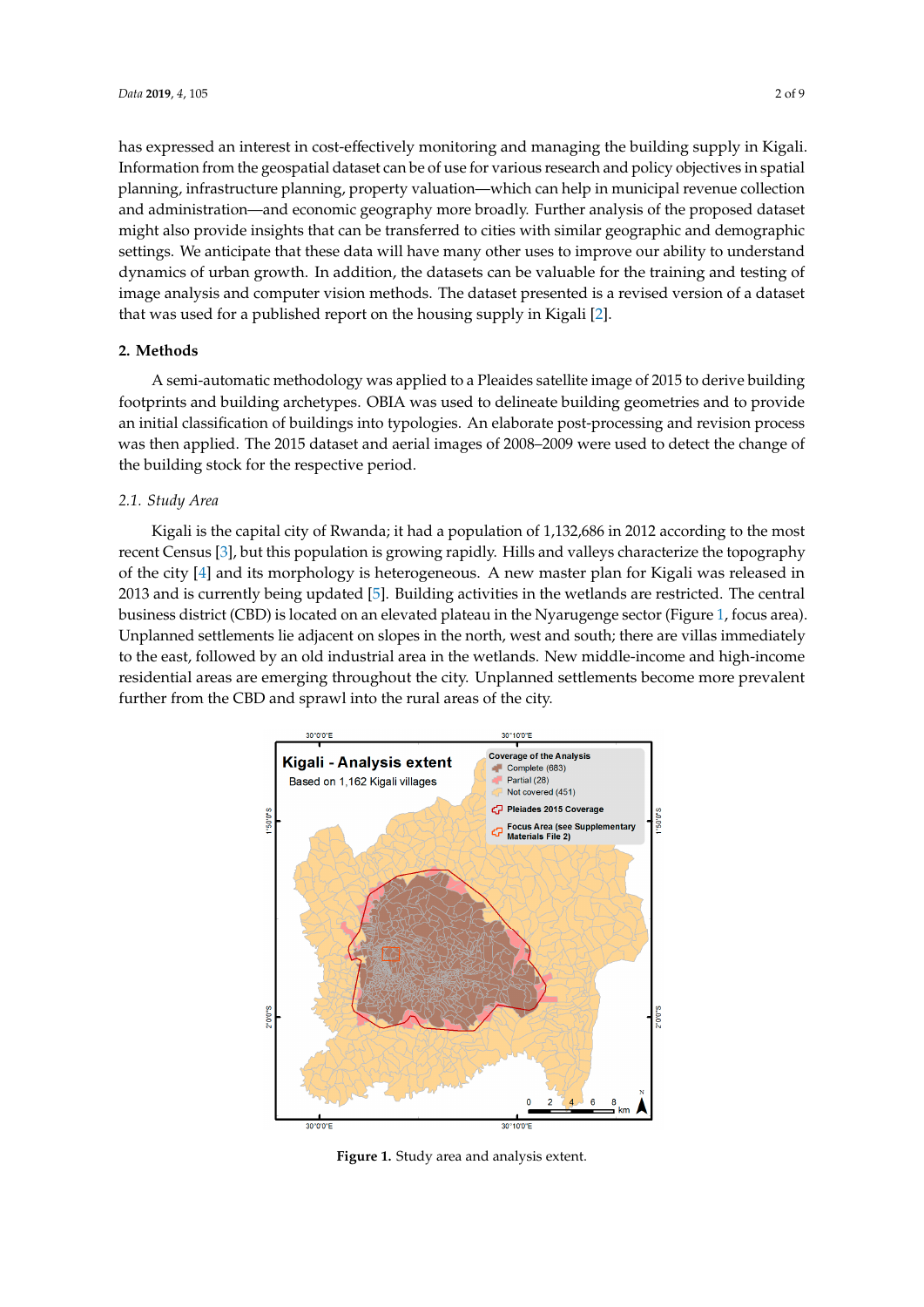has expressed an interest in cost-effectively monitoring and managing the building supply in Kigali. Information from the geospatial dataset can be of use for various research and policy objectives in spatial planning, infrastructure planning, property valuation—which can help in municipal revenue collection and administration—and economic geography more broadly. Further analysis of the proposed dataset might also provide insights that can be transferred to cities with similar geographic and demographic settings. We anticipate that these data will have many other uses to improve our ability to understand dynamics of urban growth. In addition, the datasets can be valuable for the training and testing of image analysis and computer vision methods. The dataset presented is a revised version of a dataset that was used for a published report on the housing supply in Kigali [2].

## 2. Methods

A semi-automatic methodology was applied to a Pleiades satellite image of 2015 to derive building footprints and building archetypes. OBIA was used to delineate building geometries and to provide an initial classification of buildings into typologies. An elaborate post-processing and revision process was then applied. The 2015 dataset and aerial images of 2008–2009 were used to detect the change of the building stock for the respective period.

### 2.1. Study Area

Kigali is the capital city of Rwanda; it had a population of 1,132,686 in 2012 according to the most recent Census [3], but this population is growing rapidly. Hills and valleys characterize the topography of the city [4] and its morphology is heterogeneous. A new master plan for Kigali was released in 2013 and is currently being updated [5]. Building activities in the wetlands are restricted. The central business district (CBD) is located on an elevated plateau in the Nyarugenge sector (Figure 1, focus area). Unplanned settlements lie adjacent on slopes in the north, west and south; there are villas immediately to the east, followed by an old industrial area in the wetlands. New middle-income and high-income residential areas are emerging throughout the city. Unplanned settlements become more prevalent further from the CBD and sprawl into the rural areas of the city.

**Figure 1.** Study area and analysis extent.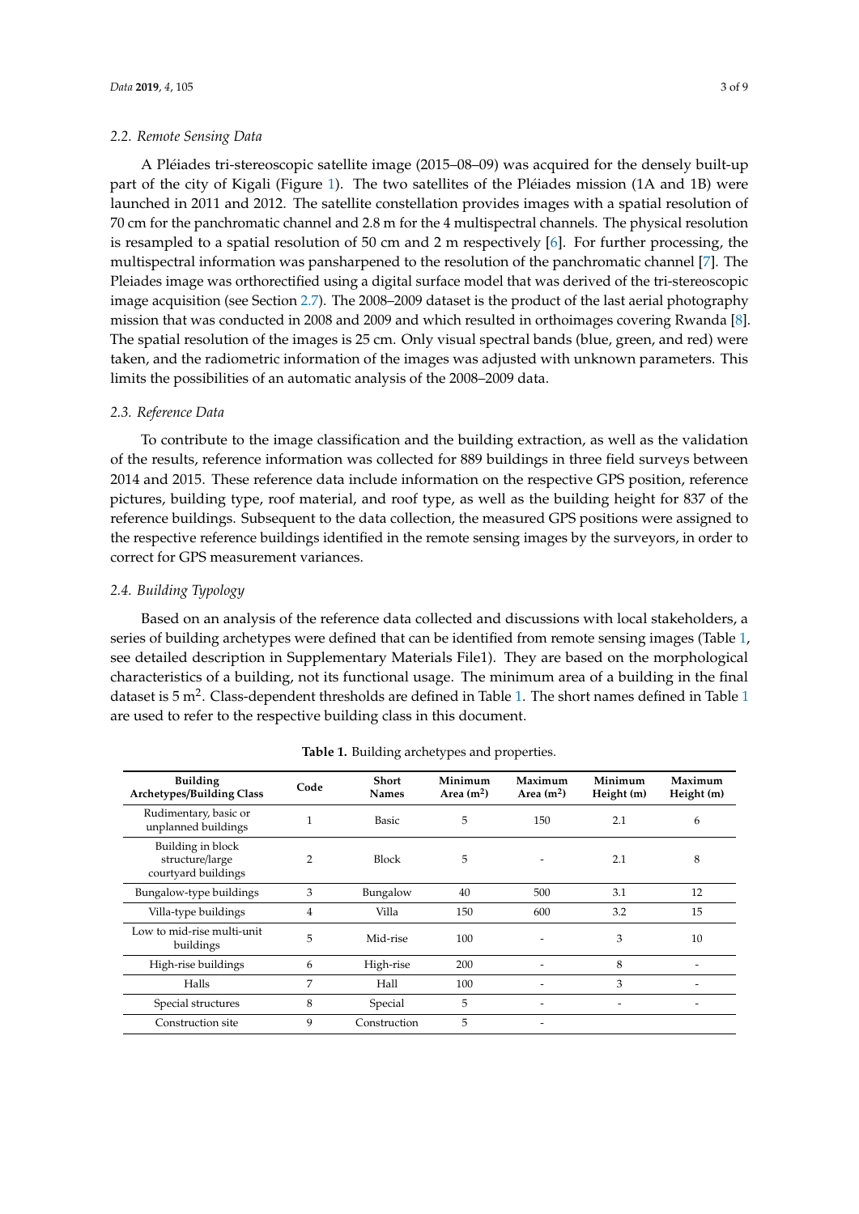### 2.2. Remote Sensing Data

A Pléiades tri-stereoscopic satellite image (2015–08–09) was acquired for the densely built-up part of the city of Kigali (Figure 1). The two satellites of the Pléiades mission (1A and 1B) were launched in 2011 and 2012. The satellite constellation provides images with a spatial resolution of 70 cm for the panchromatic channel and 2.8 m for the 4 multispectral channels. The physical resolution is resampled to a spatial resolution of 50 cm and 2 m respectively [6]. For further processing, the multispectral information was pansharpened to the resolution of the panchromatic channel [7]. The Pleiades image was orthorectified using a digital surface model that was derived of the tri-stereoscopic image acquisition (see Section 2.7). The 2008–2009 dataset is the product of the last aerial photography mission that was conducted in 2008 and 2009 and which resulted in orthoimages covering Rwanda [8]. The spatial resolution of the images is 25 cm. Only visual spectral bands (blue, green, and red) were taken, and the radiometric information of the images was adjusted with unknown parameters. This limits the possibilities of an automatic analysis of the 2008–2009 data.

### 2.3. Reference Data

To contribute to the image classification and the building extraction, as well as the validation of the results, reference information was collected for 889 buildings in three field surveys between 2014 and 2015. These reference data include information on the respective GPS position, reference pictures, building type, roof material, and roof type, as well as the building height for 837 of the reference buildings. Subsequent to the data collection, the measured GPS positions were assigned to the respective reference buildings identified in the remote sensing images by the surveyors, in order to correct for GPS measurement variances.

### 2.4. Building Typology

Based on an analysis of the reference data collected and discussions with local stakeholders, a series of building archetypes were defined that can be identified from remote sensing images (Table 1, see detailed description in Supplementary Materials File1). They are based on the morphological characteristics of a building, not its functional usage. The minimum area of a building in the final dataset is 5 m$^2$. Class-dependent thresholds are defined in Table 1. The short names defined in Table 1 are used to refer to the respective building class in this document.

**Table 1.** Building archetypes and properties.

| Building Archetypes/Building Class | Code | Short Names | Minimum Area (m$^2$) | Maximum Area (m$^2$) | Minimum Height (m) | Maximum Height (m) |
|---|---|---|---|---|---|---|
| Rudimentary, basic or unplanned buildings | 1 | Basic | 5 | 150 | 2.1 | 6 |
| Building in block structure/large courtyard buildings | 2 | Block | 5 | - | 2.1 | 8 |
| Bungalow-type buildings | 3 | Bungalow | 40 | 500 | 3.1 | 12 |
| Villa-type buildings | 4 | Villa | 150 | 600 | 3.2 | 15 |
| Low to mid-rise multi-unit buildings | 5 | Mid-rise | 100 | - | 3 | 10 |
| High-rise buildings | 6 | High-rise | 200 | - | 8 | - |
| Halls | 7 | Hall | 100 | - | 3 | - |
| Special structures | 8 | Special | 5 | - | - | - |
| Construction site | 9 | Construction | 5 | - | | |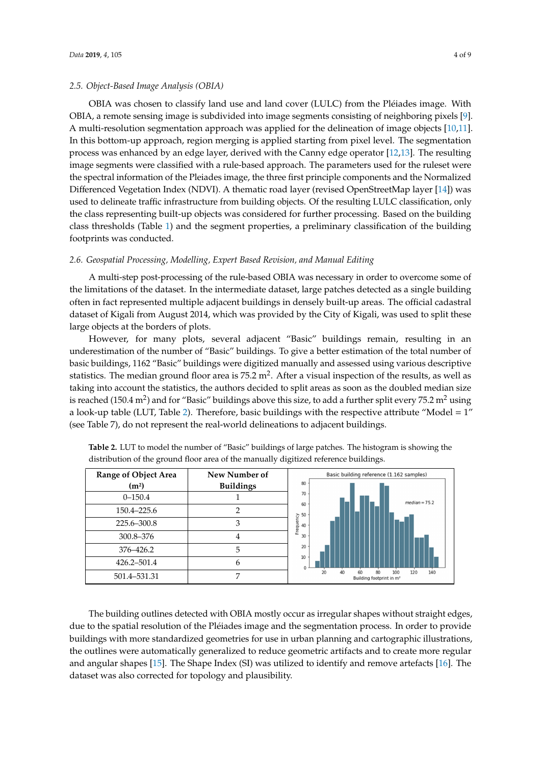### 2.5. Object-Based Image Analysis (OBIA)

OBIA was chosen to classify land use and land cover (LULC) from the Pléiades image. With OBIA, a remote sensing image is subdivided into image segments consisting of neighboring pixels [9]. A multi-resolution segmentation approach was applied for the delineation of image objects [10,11]. In this bottom-up approach, region merging is applied starting from pixel level. The segmentation process was enhanced by an edge layer, derived with the Canny edge operator [12,13]. The resulting image segments were classified with a rule-based approach. The parameters used for the ruleset were the spectral information of the Pleiades image, the three first principle components and the Normalized Differenced Vegetation Index (NDVI). A thematic road layer (revised OpenStreetMap layer [14]) was used to delineate traffic infrastructure from building objects. Of the resulting LULC classification, only the class representing built-up objects was considered for further processing. Based on the building class thresholds (Table 1) and the segment properties, a preliminary classification of the building footprints was conducted.

### 2.6. Geospatial Processing, Modelling, Expert Based Revision, and Manual Editing

A multi-step post-processing of the rule-based OBIA was necessary in order to overcome some of the limitations of the dataset. In the intermediate dataset, large patches detected as a single building often in fact represented multiple adjacent buildings in densely built-up areas. The official cadastral dataset of Kigali from August 2014, which was provided by the City of Kigali, was used to split these large objects at the borders of plots.

However, for many plots, several adjacent "Basic" buildings remain, resulting in an underestimation of the number of "Basic" buildings. To give a better estimation of the total number of basic buildings, 1162 "Basic" buildings were digitized manually and assessed using various descriptive statistics. The median ground floor area is 75.2 $m^2$. After a visual inspection of the results, as well as taking into account the statistics, the authors decided to split areas as soon as the doubled median size is reached (150.4 $m^2$) and for "Basic" buildings above this size, to add a further split every 75.2 $m^2$ using a look-up table (LUT, Table 2). Therefore, basic buildings with the respective attribute "Model = 1" (see Table 7), do not represent the real-world delineations to adjacent buildings.

**Table 2.** LUT to model the number of "Basic" buildings of large patches. The histogram is showing the distribution of the ground floor area of the manually digitized reference buildings.

| Range of Object Area ($m^2$) | New Number of Buildings |
|---|---|
| 0–150.4 | 1 |
| 150.4–225.6 | 2 |
| 225.6–300.8 | 3 |
| 300.8–376 | 4 |
| 376–426.2 | 5 |
| 426.2–501.4 | 6 |
| 501.4–531.31 | 7 |

The building outlines detected with OBIA mostly occur as irregular shapes without straight edges, due to the spatial resolution of the Pléiades image and the segmentation process. In order to provide buildings with more standardized geometries for use in urban planning and cartographic illustrations, the outlines were automatically generalized to reduce geometric artifacts and to create more regular and angular shapes [15]. The Shape Index (SI) was utilized to identify and remove artefacts [16]. The dataset was also corrected for topology and plausibility.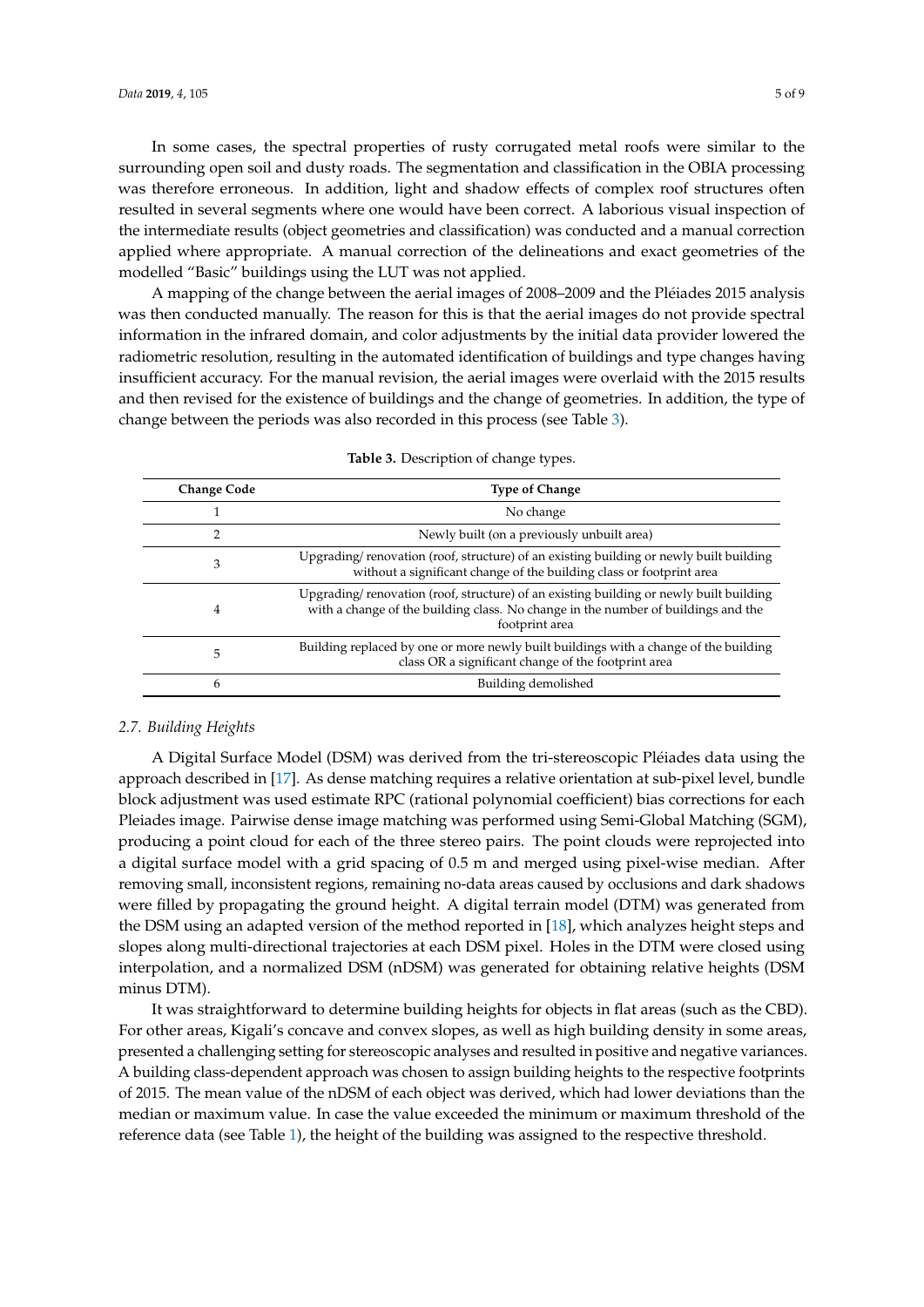In some cases, the spectral properties of rusty corrugated metal roofs were similar to the surrounding open soil and dusty roads. The segmentation and classification in the OBIA processing was therefore erroneous. In addition, light and shadow effects of complex roof structures often resulted in several segments where one would have been correct. A laborious visual inspection of the intermediate results (object geometries and classification) was conducted and a manual correction applied where appropriate. A manual correction of the delineations and exact geometries of the modelled "Basic" buildings using the LUT was not applied.

A mapping of the change between the aerial images of 2008–2009 and the Pléiades 2015 analysis was then conducted manually. The reason for this is that the aerial images do not provide spectral information in the infrared domain, and color adjustments by the initial data provider lowered the radiometric resolution, resulting in the automated identification of buildings and type changes having insufficient accuracy. For the manual revision, the aerial images were overlaid with the 2015 results and then revised for the existence of buildings and the change of geometries. In addition, the type of change between the periods was also recorded in this process (see Table 3).

**Table 3.** Description of change types.

| Change Code | Type of Change |
|---|---|
| 1 | No change |
| 2 | Newly built (on a previously unbuilt area) |
| 3 | Upgrading/ renovation (roof, structure) of an existing building or newly built building without a significant change of the building class or footprint area |
| 4 | Upgrading/ renovation (roof, structure) of an existing building or newly built building with a change of the building class. No change in the number of buildings and the footprint area |
| 5 | Building replaced by one or more newly built buildings with a change of the building class OR a significant change of the footprint area |
| 6 | Building demolished |

### *2.7. Building Heights*

A Digital Surface Model (DSM) was derived from the tri-stereoscopic Pléiades data using the approach described in [17]. As dense matching requires a relative orientation at sub-pixel level, bundle block adjustment was used estimate RPC (rational polynomial coefficient) bias corrections for each Pleiades image. Pairwise dense image matching was performed using Semi-Global Matching (SGM), producing a point cloud for each of the three stereo pairs. The point clouds were reprojected into a digital surface model with a grid spacing of 0.5 m and merged using pixel-wise median. After removing small, inconsistent regions, remaining no-data areas caused by occlusions and dark shadows were filled by propagating the ground height. A digital terrain model (DTM) was generated from the DSM using an adapted version of the method reported in [18], which analyzes height steps and slopes along multi-directional trajectories at each DSM pixel. Holes in the DTM were closed using interpolation, and a normalized DSM (nDSM) was generated for obtaining relative heights (DSM minus DTM).

It was straightforward to determine building heights for objects in flat areas (such as the CBD). For other areas, Kigali's concave and convex slopes, as well as high building density in some areas, presented a challenging setting for stereoscopic analyses and resulted in positive and negative variances. A building class-dependent approach was chosen to assign building heights to the respective footprints of 2015. The mean value of the nDSM of each object was derived, which had lower deviations than the median or maximum value. In case the value exceeded the minimum or maximum threshold of the reference data (see Table 1), the height of the building was assigned to the respective threshold.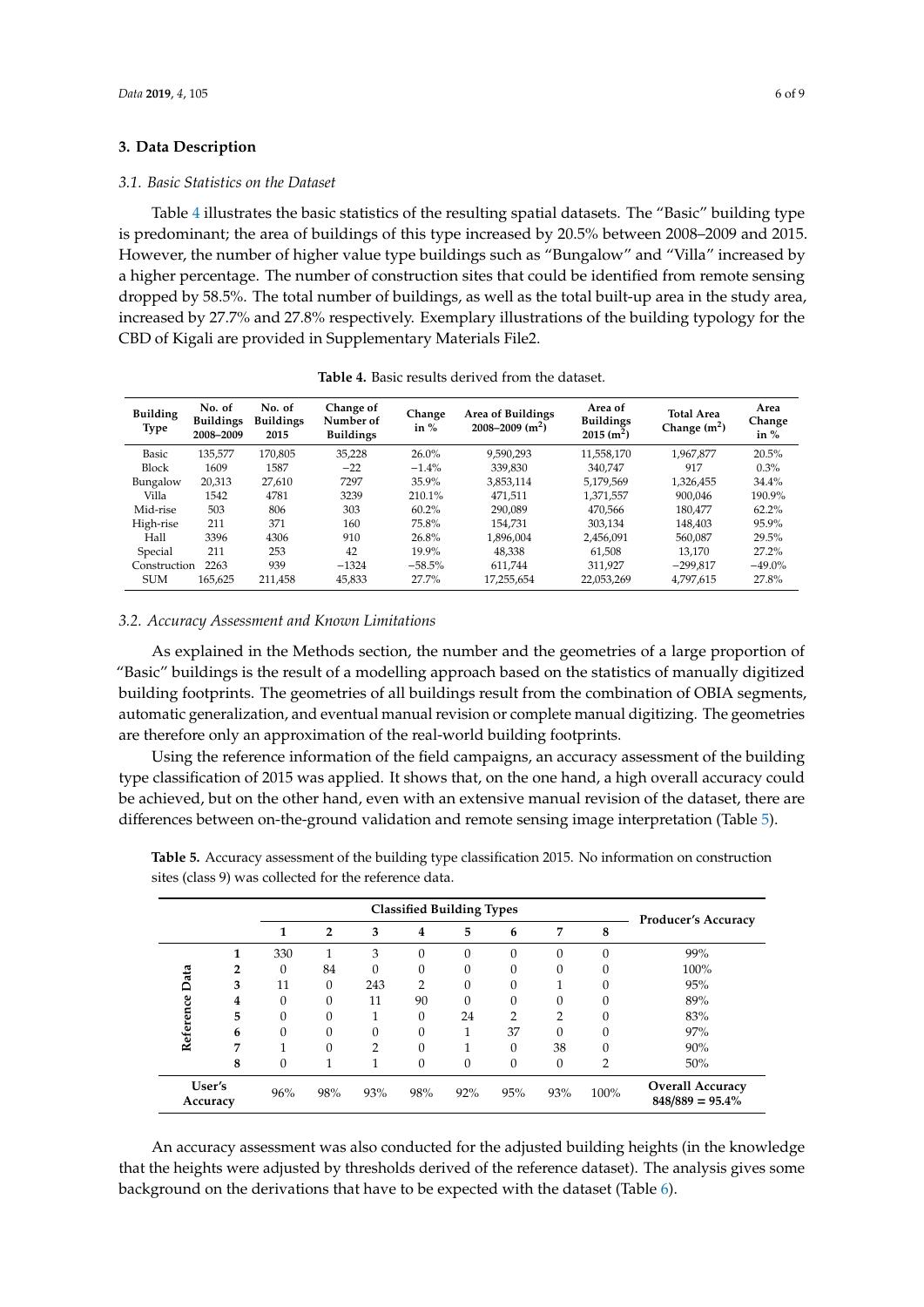## 3. Data Description

### 3.1. Basic Statistics on the Dataset

Table 4 illustrates the basic statistics of the resulting spatial datasets. The "Basic" building type is predominant; the area of buildings of this type increased by 20.5% between 2008–2009 and 2015. However, the number of higher value type buildings such as "Bungalow" and "Villa" increased by a higher percentage. The number of construction sites that could be identified from remote sensing dropped by 58.5%. The total number of buildings, as well as the total built-up area in the study area, increased by 27.7% and 27.8% respectively. Exemplary illustrations of the building typology for the CBD of Kigali are provided in Supplementary Materials File2.

**Table 4.** Basic results derived from the dataset.

| Building Type | No. of Buildings 2008–2009 | No. of Buildings 2015 | Change of Number of Buildings | Change in % | Area of Buildings 2008–2009 ($m^2$) | Area of Buildings 2015 ($m^2$) | Total Area Change ($m^2$) | Area Change in % |
|---|---|---|---|---|---|---|---|---|
| Basic | 135,577 | 170,805 | 35,228 | 26.0% | 9,590,293 | 11,558,170 | 1,967,877 | 20.5% |
| Block | 1609 | 1587 | −22 | −1.4% | 339,830 | 340,747 | 917 | 0.3% |
| Bungalow | 20,313 | 27,610 | 7297 | 35.9% | 3,853,114 | 5,179,569 | 1,326,455 | 34.4% |
| Villa | 1542 | 4781 | 3239 | 210.1% | 471,511 | 1,371,557 | 900,046 | 190.9% |
| Mid-rise | 503 | 806 | 303 | 60.2% | 290,089 | 470,566 | 180,477 | 62.2% |
| High-rise | 211 | 371 | 160 | 75.8% | 154,731 | 303,134 | 148,403 | 95.9% |
| Hall | 3396 | 4306 | 910 | 26.8% | 1,896,004 | 2,456,091 | 560,087 | 29.5% |
| Special | 211 | 253 | 42 | 19.9% | 48,338 | 61,508 | 13,170 | 27.2% |
| Construction | 2263 | 939 | −1324 | −58.5% | 611,744 | 311,927 | −299,817 | −49.0% |
| SUM | 165,625 | 211,458 | 45,833 | 27.7% | 17,255,654 | 22,053,269 | 4,797,615 | 27.8% |

### 3.2. Accuracy Assessment and Known Limitations

As explained in the Methods section, the number and the geometries of a large proportion of "Basic" buildings is the result of a modelling approach based on the statistics of manually digitized building footprints. The geometries of all buildings result from the combination of OBIA segments, automatic generalization, and eventual manual revision or complete manual digitizing. The geometries are therefore only an approximation of the real-world building footprints.

Using the reference information of the field campaigns, an accuracy assessment of the building type classification of 2015 was applied. It shows that, on the one hand, a high overall accuracy could be achieved, but on the other hand, even with an extensive manual revision of the dataset, there are differences between on-the-ground validation and remote sensing image interpretation (Table 5).

**Table 5.** Accuracy assessment of the building type classification 2015. No information on construction sites (class 9) was collected for the reference data.

| | | Classified Building Types | | | | | | | | Producer's Accuracy |
|---|---|---|---|---|---|---|---|---|---|---|
| | | 1 | 2 | 3 | 4 | 5 | 6 | 7 | 8 | |
| Reference Data | 1 | 330 | 1 | 3 | 0 | 0 | 0 | 0 | 0 | 99% |
| | 2 | 0 | 84 | 0 | 0 | 0 | 0 | 0 | 0 | 100% |
| | 3 | 11 | 0 | 243 | 2 | 0 | 0 | 1 | 0 | 95% |
| | 4 | 0 | 0 | 11 | 90 | 0 | 0 | 0 | 0 | 89% |
| | 5 | 0 | 0 | 1 | 0 | 24 | 2 | 2 | 0 | 83% |
| | 6 | 0 | 0 | 0 | 0 | 1 | 37 | 0 | 0 | 97% |
| | 7 | 1 | 0 | 2 | 0 | 1 | 0 | 38 | 0 | 90% |
| | 8 | 0 | 1 | 1 | 0 | 0 | 0 | 0 | 2 | 50% |
| User's Accuracy | | 96% | 98% | 93% | 98% | 92% | 95% | 93% | 100% | **Overall Accuracy 848/889 = 95.4%** |

An accuracy assessment was also conducted for the adjusted building heights (in the knowledge that the heights were adjusted by thresholds derived of the reference dataset). The analysis gives some background on the derivations that have to be expected with the dataset (Table 6).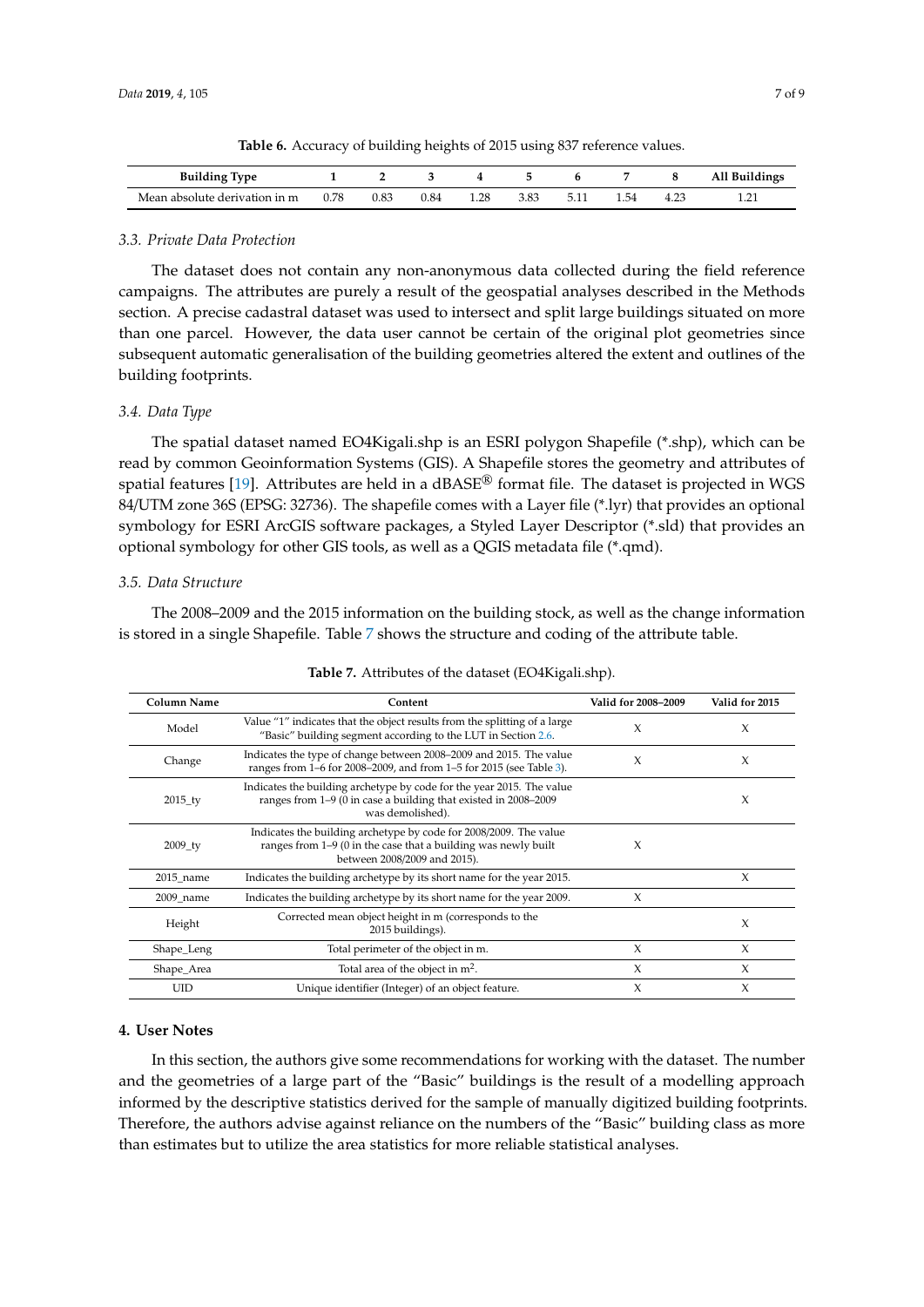**Table 6.** Accuracy of building heights of 2015 using 837 reference values.

| Building Type | 1 | 2 | 3 | 4 | 5 | 6 | 7 | 8 | All Buildings |
|---|---|---|---|---|---|---|---|---|---|
| Mean absolute derivation in m | 0.78 | 0.83 | 0.84 | 1.28 | 3.83 | 5.11 | 1.54 | 4.23 | 1.21 |

### 3.3. Private Data Protection

The dataset does not contain any non-anonymous data collected during the field reference campaigns. The attributes are purely a result of the geospatial analyses described in the Methods section. A precise cadastral dataset was used to intersect and split large buildings situated on more than one parcel. However, the data user cannot be certain of the original plot geometries since subsequent automatic generalisation of the building geometries altered the extent and outlines of the building footprints.

### 3.4. Data Type

The spatial dataset named EO4Kigali.shp is an ESRI polygon Shapefile (*.shp), which can be read by common Geoinformation Systems (GIS). A Shapefile stores the geometry and attributes of spatial features [19]. Attributes are held in a dBASE® format file. The dataset is projected in WGS 84/UTM zone 36S (EPSG: 32736). The shapefile comes with a Layer file (*.lyr) that provides an optional symbology for ESRI ArcGIS software packages, a Styled Layer Descriptor (*.sld) that provides an optional symbology for other GIS tools, as well as a QGIS metadata file (*.qmd).

### 3.5. Data Structure

The 2008–2009 and the 2015 information on the building stock, as well as the change information is stored in a single Shapefile. Table 7 shows the structure and coding of the attribute table.

**Table 7.** Attributes of the dataset (EO4Kigali.shp).

| Column Name | Content | Valid for 2008–2009 | Valid for 2015 |
|---|---|---|---|
| Model | Value "1" indicates that the object results from the splitting of a large "Basic" building segment according to the LUT in Section 2.6. | X | X |
| Change | Indicates the type of change between 2008–2009 and 2015. The value ranges from 1–6 for 2008–2009, and from 1–5 for 2015 (see Table 3). | X | X |
| 2015_ty | Indicates the building archetype by code for the year 2015. The value ranges from 1–9 (0 in case a building that existed in 2008–2009 was demolished). | | X |
| 2009_ty | Indicates the building archetype by code for 2008/2009. The value ranges from 1–9 (0 in the case that a building was newly built between 2008/2009 and 2015). | X | |
| 2015_name | Indicates the building archetype by its short name for the year 2015. | | X |
| 2009_name | Indicates the building archetype by its short name for the year 2009. | X | |
| Height | Corrected mean object height in m (corresponds to the 2015 buildings). | | X |
| Shape_Leng | Total perimeter of the object in m. | X | X |
| Shape_Area | Total area of the object in m$^2$. | X | X |
| UID | Unique identifier (Integer) of an object feature. | X | X |

## 4. User Notes

In this section, the authors give some recommendations for working with the dataset. The number and the geometries of a large part of the "Basic" buildings is the result of a modelling approach informed by the descriptive statistics derived for the sample of manually digitized building footprints. Therefore, the authors advise against reliance on the numbers of the "Basic" building class as more than estimates but to utilize the area statistics for more reliable statistical analyses.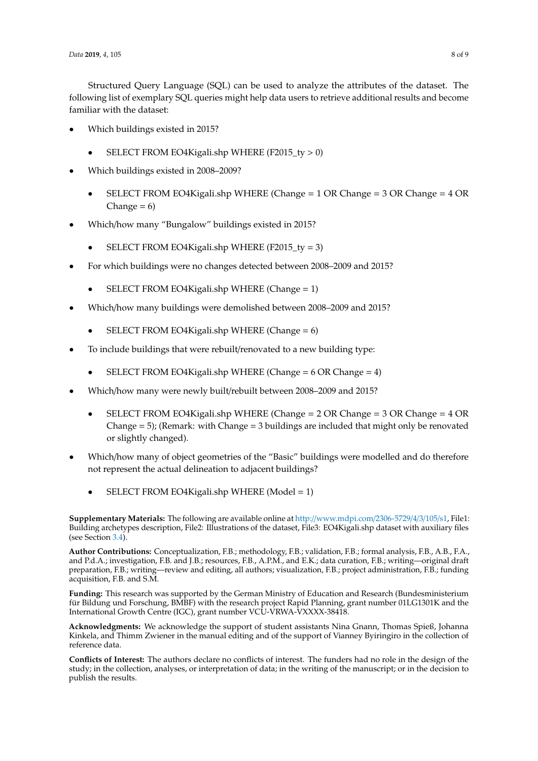Structured Query Language (SQL) can be used to analyze the attributes of the dataset. The following list of exemplary SQL queries might help data users to retrieve additional results and become familiar with the dataset:

- Which buildings existed in 2015?
  - SELECT FROM EO4Kigali.shp WHERE (F2015_ty > 0)
- Which buildings existed in 2008–2009?
  - SELECT FROM EO4Kigali.shp WHERE (Change = 1 OR Change = 3 OR Change = 4 OR Change = 6)
- Which/how many “Bungalow” buildings existed in 2015?
  - SELECT FROM EO4Kigali.shp WHERE (F2015_ty = 3)
- For which buildings were no changes detected between 2008–2009 and 2015?
  - SELECT FROM EO4Kigali.shp WHERE (Change = 1)
- Which/how many buildings were demolished between 2008–2009 and 2015?
  - SELECT FROM EO4Kigali.shp WHERE (Change = 6)
- To include buildings that were rebuilt/renovated to a new building type:
  - SELECT FROM EO4Kigali.shp WHERE (Change = 6 OR Change = 4)
- Which/how many were newly built/rebuilt between 2008–2009 and 2015?
  - SELECT FROM EO4Kigali.shp WHERE (Change = 2 OR Change = 3 OR Change = 4 OR Change = 5); (Remark: with Change = 3 buildings are included that might only be renovated or slightly changed).
- Which/how many of object geometries of the “Basic” buildings were modelled and do therefore not represent the actual delineation to adjacent buildings?
  - SELECT FROM EO4Kigali.shp WHERE (Model = 1)

**Supplementary Materials:** The following are available online at http://www.mdpi.com/2306-5729/4/3/105/s1, File1: Building archetypes description, File2: Illustrations of the dataset, File3: EO4Kigali.shp dataset with auxiliary files (see Section 3.4).

**Author Contributions:** Conceptualization, F.B.; methodology, F.B.; validation, F.B.; formal analysis, F.B., A.B., F.A., and P.d.A.; investigation, F.B. and J.B.; resources, F.B., A.P.M., and E.K.; data curation, F.B.; writing—original draft preparation, F.B.; writing—review and editing, all authors; visualization, F.B.; project administration, F.B.; funding acquisition, F.B. and S.M.

**Funding:** This research was supported by the German Ministry of Education and Research (Bundesministerium für Bildung und Forschung, BMBF) with the research project Rapid Planning, grant number 01LG1301K and the International Growth Centre (IGC), grant number VCU-VRWA-VXXXX-38418.

**Acknowledgments:** We acknowledge the support of student assistants Nina Gnann, Thomas Spieß, Johanna Kinkela, and Thimm Zwiener in the manual editing and of the support of Vianney Byiringiro in the collection of reference data.

**Conflicts of Interest:** The authors declare no conflicts of interest. The funders had no role in the design of the study; in the collection, analyses, or interpretation of data; in the writing of the manuscript; or in the decision to publish the results.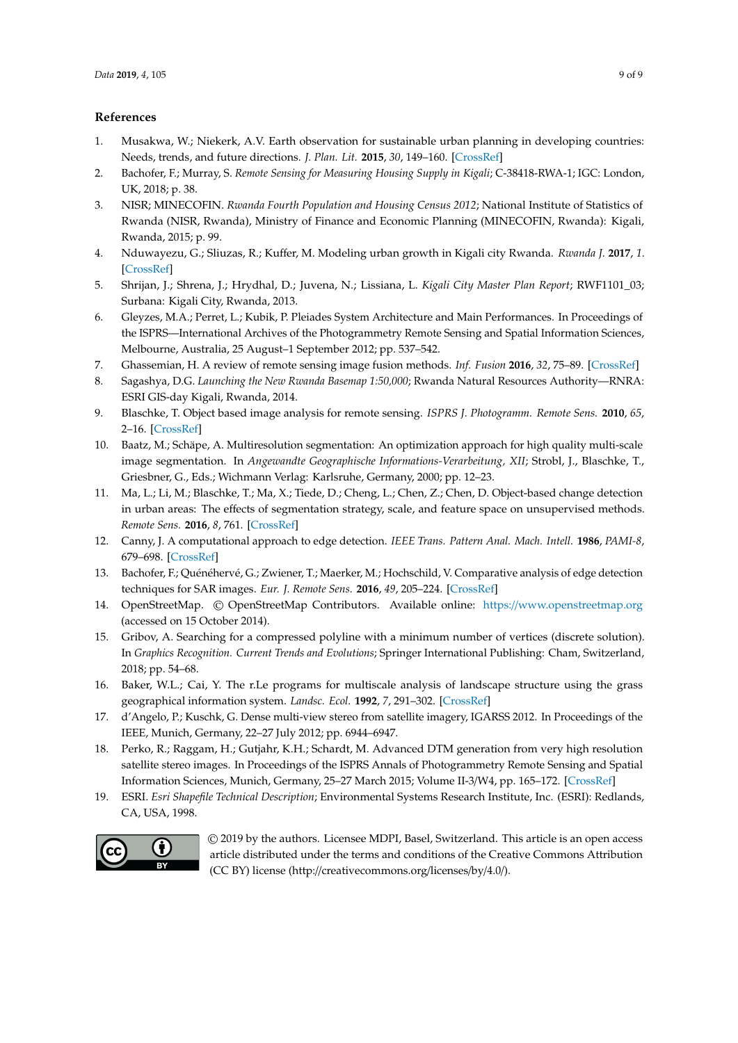## References

1. Musakwa, W.; Niekerk, A.V. Earth observation for sustainable urban planning in developing countries: Needs, trends, and future directions. *J. Plan. Lit.* **2015**, *30*, 149–160. [CrossRef]
2. Bachofer, F.; Murray, S. *Remote Sensing for Measuring Housing Supply in Kigali*; C-38418-RWA-1; IGC: London, UK, 2018; p. 38.
3. NISR; MINECOFIN. *Rwanda Fourth Population and Housing Census 2012*; National Institute of Statistics of Rwanda (NISR, Rwanda), Ministry of Finance and Economic Planning (MINECOFIN, Rwanda): Kigali, Rwanda, 2015; p. 99.
4. Nduwayezu, G.; Sliuzas, R.; Kuffer, M. Modeling urban growth in Kigali city Rwanda. *Rwanda J.* **2017**, *1*. [CrossRef]
5. Shrijan, J.; Shrena, J.; Hrydhal, D.; Juvena, N.; Lissiana, L. *Kigali City Master Plan Report*; RWF1101_03; Surbana: Kigali City, Rwanda, 2013.
6. Gleyzes, M.A.; Perret, L.; Kubik, P. Pleiades System Architecture and Main Performances. In Proceedings of the ISPRS—International Archives of the Photogrammetry Remote Sensing and Spatial Information Sciences, Melbourne, Australia, 25 August–1 September 2012; pp. 537–542.
7. Ghassemian, H. A review of remote sensing image fusion methods. *Inf. Fusion* **2016**, *32*, 75–89. [CrossRef]
8. Sagashya, D.G. *Launching the New Rwanda Basemap 1:50,000*; Rwanda Natural Resources Authority—RNRA: ESRI GIS-day Kigali, Rwanda, 2014.
9. Blaschke, T. Object based image analysis for remote sensing. *ISPRS J. Photogramm. Remote Sens.* **2010**, *65*, 2–16. [CrossRef]
10. Baatz, M.; Schäpe, A. Multiresolution segmentation: An optimization approach for high quality multi-scale image segmentation. In *Angewandte Geographische Informations-Verarbeitung, XII*; Strobl, J., Blaschke, T., Griesbner, G., Eds.; Wichmann Verlag: Karlsruhe, Germany, 2000; pp. 12–23.
11. Ma, L.; Li, M.; Blaschke, T.; Ma, X.; Tiede, D.; Cheng, L.; Chen, Z.; Chen, D. Object-based change detection in urban areas: The effects of segmentation strategy, scale, and feature space on unsupervised methods. *Remote Sens.* **2016**, *8*, 761. [CrossRef]
12. Canny, J. A computational approach to edge detection. *IEEE Trans. Pattern Anal. Mach. Intell.* **1986**, *PAMI-8*, 679–698. [CrossRef]
13. Bachofer, F.; Quénéhervé, G.; Zwiener, T.; Maerker, M.; Hochschild, V. Comparative analysis of edge detection techniques for SAR images. *Eur. J. Remote Sens.* **2016**, *49*, 205–224. [CrossRef]
14. OpenStreetMap. © OpenStreetMap Contributors. Available online: https://www.openstreetmap.org (accessed on 15 October 2014).
15. Gribov, A. Searching for a compressed polyline with a minimum number of vertices (discrete solution). In *Graphics Recognition. Current Trends and Evolutions*; Springer International Publishing: Cham, Switzerland, 2018; pp. 54–68.
16. Baker, W.L.; Cai, Y. The r.Le programs for multiscale analysis of landscape structure using the grass geographical information system. *Landsc. Ecol.* **1992**, *7*, 291–302. [CrossRef]
17. d'Angelo, P.; Kuschk, G. Dense multi-view stereo from satellite imagery, IGARSS 2012. In Proceedings of the IEEE, Munich, Germany, 22–27 July 2012; pp. 6944–6947.
18. Perko, R.; Raggam, H.; Gutjahr, K.H.; Schardt, M. Advanced DTM generation from very high resolution satellite stereo images. In Proceedings of the ISPRS Annals of Photogrammetry Remote Sensing and Spatial Information Sciences, Munich, Germany, 25–27 March 2015; Volume II-3/W4, pp. 165–172. [CrossRef]
19. ESRI. *Esri Shapefile Technical Description*; Environmental Systems Research Institute, Inc. (ESRI): Redlands, CA, USA, 1998.

© 2019 by the authors. Licensee MDPI, Basel, Switzerland. This article is an open access article distributed under the terms and conditions of the Creative Commons Attribution (CC BY) license (http://creativecommons.org/licenses/by/4.0/).